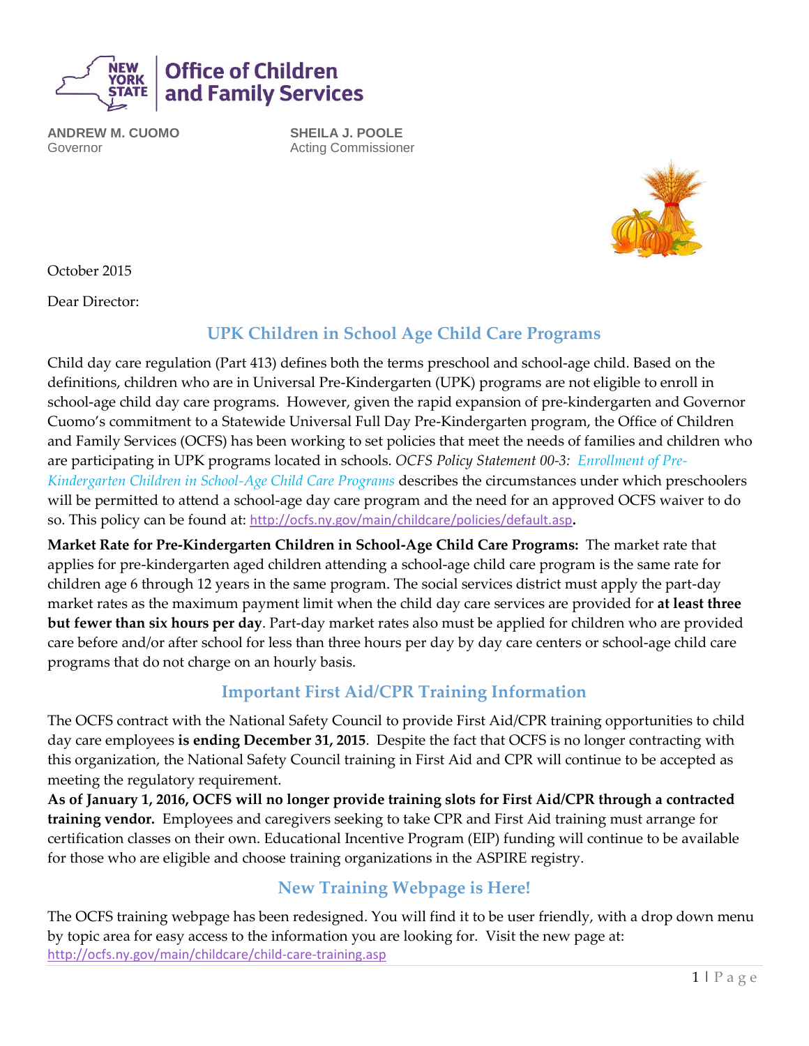**Office of Children and Family Services**

**ANDREW M. CUOMO**
Governor

**SHEILA J. POOLE**
Acting Commissioner

October 2015

Dear Director:

## UPK Children in School Age Child Care Programs

Child day care regulation (Part 413) defines both the terms preschool and school-age child. Based on the definitions, children who are in Universal Pre-Kindergarten (UPK) programs are not eligible to enroll in school-age child day care programs. However, given the rapid expansion of pre-kindergarten and Governor Cuomo's commitment to a Statewide Universal Full Day Pre-Kindergarten program, the Office of Children and Family Services (OCFS) has been working to set policies that meet the needs of families and children who are participating in UPK programs located in schools. *OCFS Policy Statement 00-3: Enrollment of Pre-Kindergarten Children in School-Age Child Care Programs* describes the circumstances under which preschoolers will be permitted to attend a school-age day care program and the need for an approved OCFS waiver to do so. This policy can be found at: http://ocfs.ny.gov/main/childcare/policies/default.asp**.**

**Market Rate for Pre-Kindergarten Children in School-Age Child Care Programs:** The market rate that applies for pre-kindergarten aged children attending a school-age child care program is the same rate for children age 6 through 12 years in the same program. The social services district must apply the part-day market rates as the maximum payment limit when the child day care services are provided for **at least three but fewer than six hours per day**. Part-day market rates also must be applied for children who are provided care before and/or after school for less than three hours per day by day care centers or school-age child care programs that do not charge on an hourly basis.

## Important First Aid/CPR Training Information

The OCFS contract with the National Safety Council to provide First Aid/CPR training opportunities to child day care employees **is ending December 31, 2015**. Despite the fact that OCFS is no longer contracting with this organization, the National Safety Council training in First Aid and CPR will continue to be accepted as meeting the regulatory requirement.

**As of January 1, 2016, OCFS will no longer provide training slots for First Aid/CPR through a contracted training vendor.** Employees and caregivers seeking to take CPR and First Aid training must arrange for certification classes on their own. Educational Incentive Program (EIP) funding will continue to be available for those who are eligible and choose training organizations in the ASPIRE registry.

## New Training Webpage is Here!

The OCFS training webpage has been redesigned. You will find it to be user friendly, with a drop down menu by topic area for easy access to the information you are looking for. Visit the new page at: http://ocfs.ny.gov/main/childcare/child-care-training.asp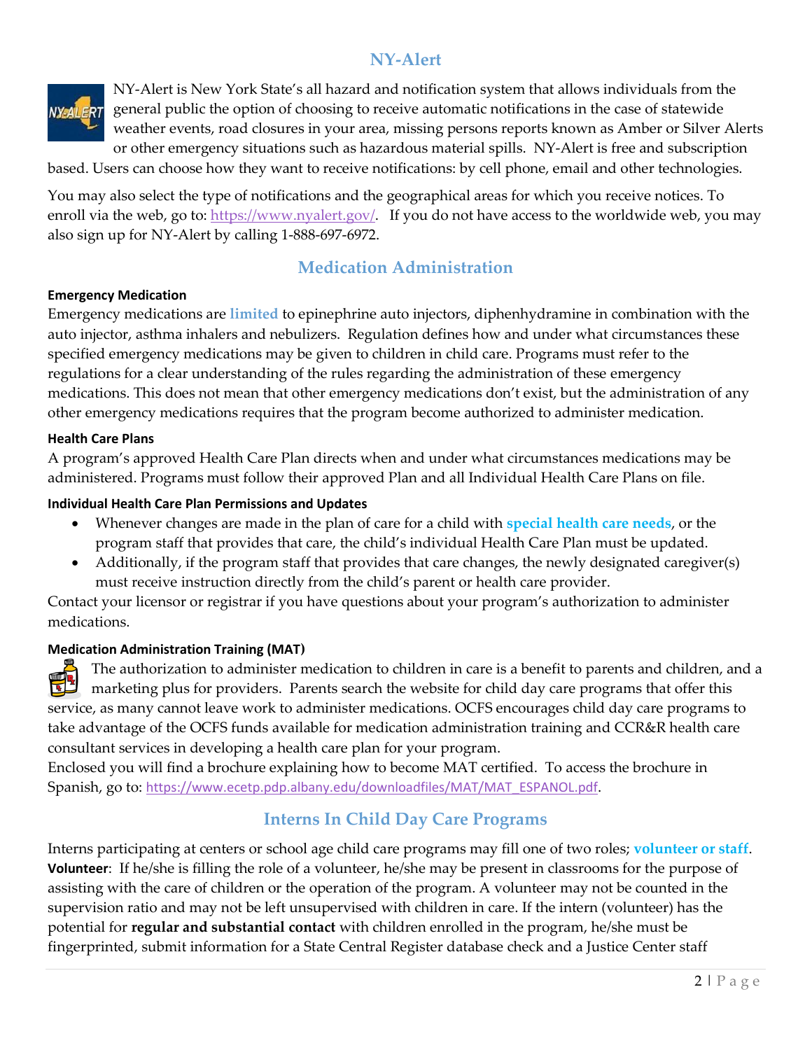## NY-Alert

NY-Alert is New York State's all hazard and notification system that allows individuals from the general public the option of choosing to receive automatic notifications in the case of statewide weather events, road closures in your area, missing persons reports known as Amber or Silver Alerts or other emergency situations such as hazardous material spills. NY-Alert is free and subscription based. Users can choose how they want to receive notifications: by cell phone, email and other technologies.

You may also select the type of notifications and the geographical areas for which you receive notices. To enroll via the web, go to: https://www.nyalert.gov/. If you do not have access to the worldwide web, you may also sign up for NY-Alert by calling 1-888-697-6972.

## Medication Administration

#### Emergency Medication

Emergency medications are **limited** to epinephrine auto injectors, diphenhydramine in combination with the auto injector, asthma inhalers and nebulizers. Regulation defines how and under what circumstances these specified emergency medications may be given to children in child care. Programs must refer to the regulations for a clear understanding of the rules regarding the administration of these emergency medications. This does not mean that other emergency medications don't exist, but the administration of any other emergency medications requires that the program become authorized to administer medication.

#### Health Care Plans

A program's approved Health Care Plan directs when and under what circumstances medications may be administered. Programs must follow their approved Plan and all Individual Health Care Plans on file.

#### Individual Health Care Plan Permissions and Updates

- Whenever changes are made in the plan of care for a child with **special health care needs**, or the program staff that provides that care, the child's individual Health Care Plan must be updated.
- Additionally, if the program staff that provides that care changes, the newly designated caregiver(s) must receive instruction directly from the child's parent or health care provider.

Contact your licensor or registrar if you have questions about your program's authorization to administer medications.

#### Medication Administration Training (MAT)

The authorization to administer medication to children in care is a benefit to parents and children, and a marketing plus for providers. Parents search the website for child day care programs that offer this service, as many cannot leave work to administer medications. OCFS encourages child day care programs to take advantage of the OCFS funds available for medication administration training and CCR&R health care consultant services in developing a health care plan for your program.

Enclosed you will find a brochure explaining how to become MAT certified. To access the brochure in Spanish, go to: https://www.ecetp.pdp.albany.edu/downloadfiles/MAT/MAT_ESPANOL.pdf.

## Interns In Child Day Care Programs

Interns participating at centers or school age child care programs may fill one of two roles; **volunteer or staff**.

**Volunteer**: If he/she is filling the role of a volunteer, he/she may be present in classrooms for the purpose of assisting with the care of children or the operation of the program. A volunteer may not be counted in the supervision ratio and may not be left unsupervised with children in care. If the intern (volunteer) has the potential for **regular and substantial contact** with children enrolled in the program, he/she must be fingerprinted, submit information for a State Central Register database check and a Justice Center staff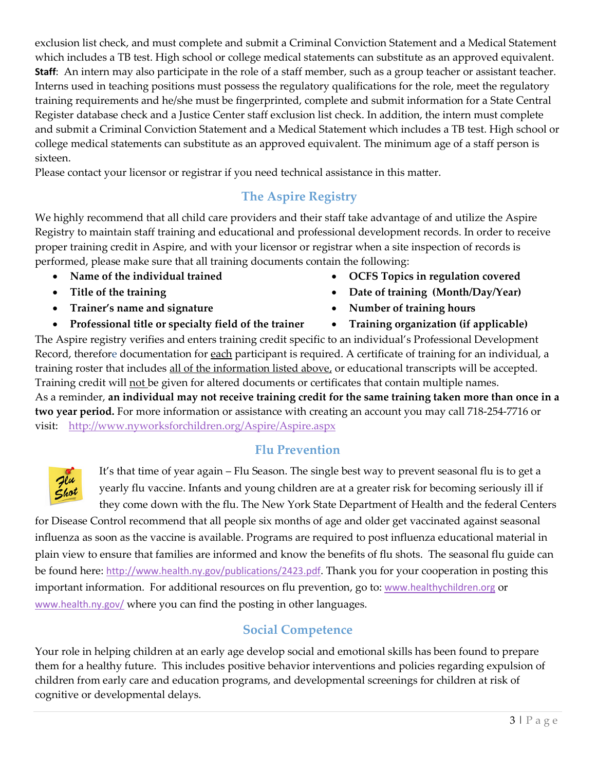exclusion list check, and must complete and submit a Criminal Conviction Statement and a Medical Statement which includes a TB test. High school or college medical statements can substitute as an approved equivalent.

**Staff**: An intern may also participate in the role of a staff member, such as a group teacher or assistant teacher. Interns used in teaching positions must possess the regulatory qualifications for the role, meet the regulatory training requirements and he/she must be fingerprinted, complete and submit information for a State Central Register database check and a Justice Center staff exclusion list check. In addition, the intern must complete and submit a Criminal Conviction Statement and a Medical Statement which includes a TB test. High school or college medical statements can substitute as an approved equivalent. The minimum age of a staff person is sixteen.

Please contact your licensor or registrar if you need technical assistance in this matter.

## The Aspire Registry

We highly recommend that all child care providers and their staff take advantage of and utilize the Aspire Registry to maintain staff training and educational and professional development records. In order to receive proper training credit in Aspire, and with your licensor or registrar when a site inspection of records is performed, please make sure that all training documents contain the following:

- **Name of the individual trained**
- **Title of the training**
- **Trainer's name and signature**
- **Professional title or specialty field of the trainer**
- **OCFS Topics in regulation covered**
- **Date of training (Month/Day/Year)**
- **Number of training hours**
- **Training organization (if applicable)**

The Aspire registry verifies and enters training credit specific to an individual's Professional Development Record, therefore documentation for each participant is required. A certificate of training for an individual, a training roster that includes all of the information listed above, or educational transcripts will be accepted. Training credit will not be given for altered documents or certificates that contain multiple names.

As a reminder, **an individual may not receive training credit for the same training taken more than once in a two year period.** For more information or assistance with creating an account you may call 718-254-7716 or visit: http://www.nyworksforchildren.org/Aspire/Aspire.aspx

## Flu Prevention

It's that time of year again – Flu Season. The single best way to prevent seasonal flu is to get a yearly flu vaccine. Infants and young children are at a greater risk for becoming seriously ill if they come down with the flu. The New York State Department of Health and the federal Centers for Disease Control recommend that all people six months of age and older get vaccinated against seasonal influenza as soon as the vaccine is available. Programs are required to post influenza educational material in plain view to ensure that families are informed and know the benefits of flu shots. The seasonal flu guide can be found here: http://www.health.ny.gov/publications/2423.pdf. Thank you for your cooperation in posting this important information. For additional resources on flu prevention, go to: www.healthychildren.org or www.health.ny.gov/ where you can find the posting in other languages.

## Social Competence

Your role in helping children at an early age develop social and emotional skills has been found to prepare them for a healthy future. This includes positive behavior interventions and policies regarding expulsion of children from early care and education programs, and developmental screenings for children at risk of cognitive or developmental delays.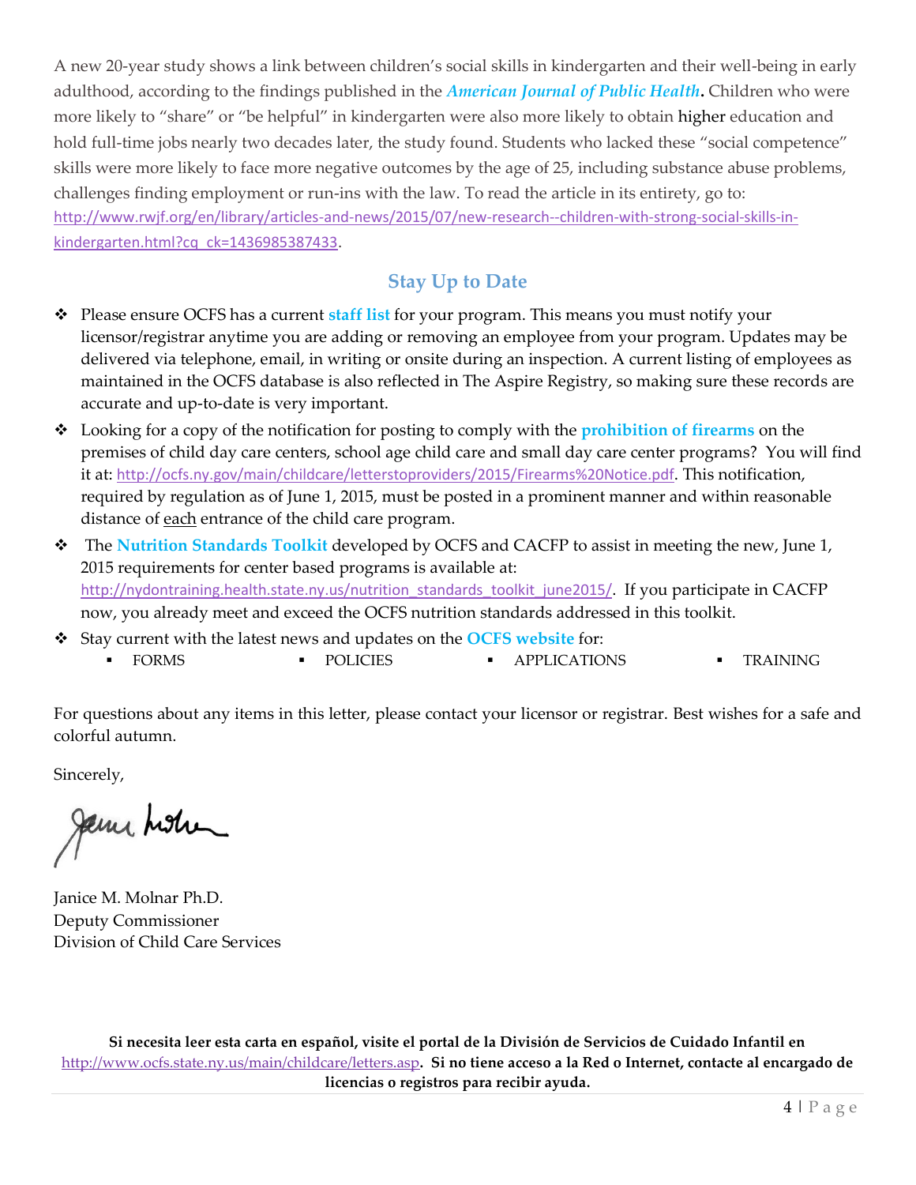A new 20-year study shows a link between children's social skills in kindergarten and their well-being in early adulthood, according to the findings published in the ***American Journal of Public Health***. Children who were more likely to "share" or "be helpful" in kindergarten were also more likely to obtain higher education and hold full-time jobs nearly two decades later, the study found. Students who lacked these "social competence" skills were more likely to face more negative outcomes by the age of 25, including substance abuse problems, challenges finding employment or run-ins with the law. To read the article in its entirety, go to: http://www.rwjf.org/en/library/articles-and-news/2015/07/new-research--children-with-strong-social-skills-in-kindergarten.html?cq_ck=1436985387433.

## Stay Up to Date

- Please ensure OCFS has a current **staff list** for your program. This means you must notify your licensor/registrar anytime you are adding or removing an employee from your program. Updates may be delivered via telephone, email, in writing or onsite during an inspection. A current listing of employees as maintained in the OCFS database is also reflected in The Aspire Registry, so making sure these records are accurate and up-to-date is very important.
- Looking for a copy of the notification for posting to comply with the **prohibition of firearms** on the premises of child day care centers, school age child care and small day care center programs? You will find it at: http://ocfs.ny.gov/main/childcare/letterstoproviders/2015/Firearms%20Notice.pdf. This notification, required by regulation as of June 1, 2015, must be posted in a prominent manner and within reasonable distance of <u>each</u> entrance of the child care program.
- The **Nutrition Standards Toolkit** developed by OCFS and CACFP to assist in meeting the new, June 1, 2015 requirements for center based programs is available at: http://nydontraining.health.state.ny.us/nutrition_standards_toolkit_june2015/. If you participate in CACFP now, you already meet and exceed the OCFS nutrition standards addressed in this toolkit.
- Stay current with the latest news and updates on the **OCFS website** for:
  - FORMS
  - POLICIES
  - APPLICATIONS
  - TRAINING

For questions about any items in this letter, please contact your licensor or registrar. Best wishes for a safe and colorful autumn.

Sincerely,

Janice M. Molnar Ph.D.
Deputy Commissioner
Division of Child Care Services

**Si necesita leer esta carta en español, visite el portal de la División de Servicios de Cuidado Infantil en http://www.ocfs.state.ny.us/main/childcare/letters.asp. Si no tiene acceso a la Red o Internet, contacte al encargado de licencias o registros para recibir ayuda.**